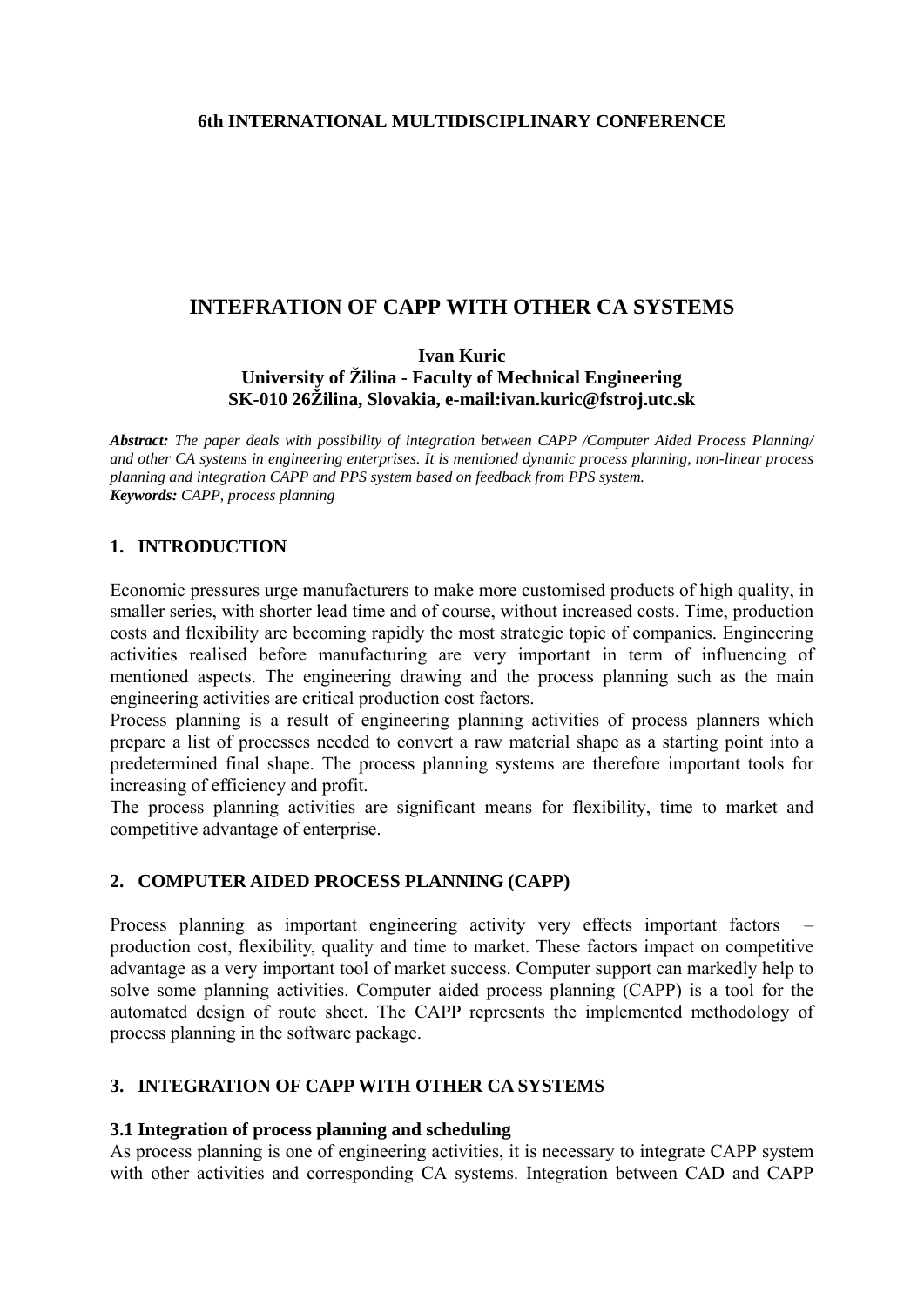**6th INTERNATIONAL MULTIDISCIPLINARY CONFERENCE**

# INTEFRATION OF CAPP WITH OTHER CA SYSTEMS

**Ivan Kuric**
**University of Žilina - Faculty of Mechnical Engineering**
**SK-010 26Žilina, Slovakia, e-mail:ivan.kuric@fstroj.utc.sk**

***Abstract:*** *The paper deals with possibility of integration between CAPP /Computer Aided Process Planning/ and other CA systems in engineering enterprises. It is mentioned dynamic process planning, non-linear process planning and integration CAPP and PPS system based on feedback from PPS system.*
***Keywords:*** *CAPP, process planning*

## 1. INTRODUCTION

Economic pressures urge manufacturers to make more customised products of high quality, in smaller series, with shorter lead time and of course, without increased costs. Time, production costs and flexibility are becoming rapidly the most strategic topic of companies. Engineering activities realised before manufacturing are very important in term of influencing of mentioned aspects. The engineering drawing and the process planning such as the main engineering activities are critical production cost factors.
Process planning is a result of engineering planning activities of process planners which prepare a list of processes needed to convert a raw material shape as a starting point into a predetermined final shape. The process planning systems are therefore important tools for increasing of efficiency and profit.
The process planning activities are significant means for flexibility, time to market and competitive advantage of enterprise.

## 2. COMPUTER AIDED PROCESS PLANNING (CAPP)

Process planning as important engineering activity very effects important factors – production cost, flexibility, quality and time to market. These factors impact on competitive advantage as a very important tool of market success. Computer support can markedly help to solve some planning activities. Computer aided process planning (CAPP) is a tool for the automated design of route sheet. The CAPP represents the implemented methodology of process planning in the software package.

## 3. INTEGRATION OF CAPP WITH OTHER CA SYSTEMS

### 3.1 Integration of process planning and scheduling

As process planning is one of engineering activities, it is necessary to integrate CAPP system with other activities and corresponding CA systems. Integration between CAD and CAPP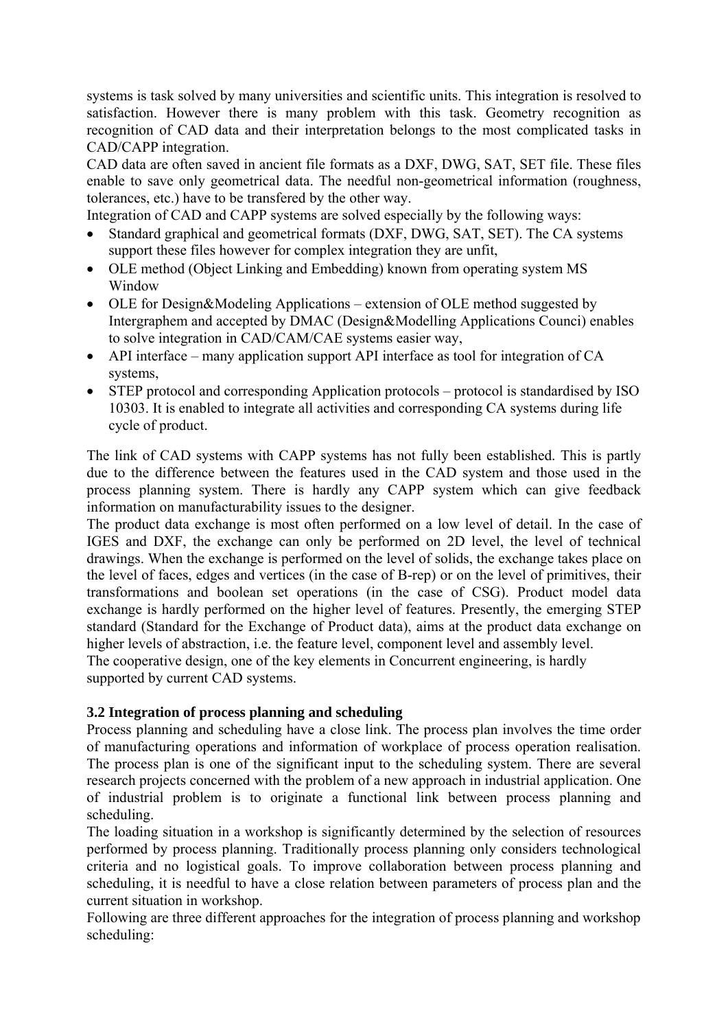systems is task solved by many universities and scientific units. This integration is resolved to satisfaction. However there is many problem with this task. Geometry recognition as recognition of CAD data and their interpretation belongs to the most complicated tasks in CAD/CAPP integration.

CAD data are often saved in ancient file formats as a DXF, DWG, SAT, SET file. These files enable to save only geometrical data. The needful non-geometrical information (roughness, tolerances, etc.) have to be transfered by the other way.

Integration of CAD and CAPP systems are solved especially by the following ways:

- Standard graphical and geometrical formats (DXF, DWG, SAT, SET). The CA systems support these files however for complex integration they are unfit,
- OLE method (Object Linking and Embedding) known from operating system MS Window
- OLE for Design&Modeling Applications – extension of OLE method suggested by Intergraphem and accepted by DMAC (Design&Modelling Applications Counci) enables to solve integration in CAD/CAM/CAE systems easier way,
- API interface – many application support API interface as tool for integration of CA systems,
- STEP protocol and corresponding Application protocols – protocol is standardised by ISO 10303. It is enabled to integrate all activities and corresponding CA systems during life cycle of product.

The link of CAD systems with CAPP systems has not fully been established. This is partly due to the difference between the features used in the CAD system and those used in the process planning system. There is hardly any CAPP system which can give feedback information on manufacturability issues to the designer.

The product data exchange is most often performed on a low level of detail. In the case of IGES and DXF, the exchange can only be performed on 2D level, the level of technical drawings. When the exchange is performed on the level of solids, the exchange takes place on the level of faces, edges and vertices (in the case of B-rep) or on the level of primitives, their transformations and boolean set operations (in the case of CSG). Product model data exchange is hardly performed on the higher level of features. Presently, the emerging STEP standard (Standard for the Exchange of Product data), aims at the product data exchange on higher levels of abstraction, i.e. the feature level, component level and assembly level.

The cooperative design, one of the key elements in Concurrent engineering, is hardly supported by current CAD systems.

### 3.2 Integration of process planning and scheduling

Process planning and scheduling have a close link. The process plan involves the time order of manufacturing operations and information of workplace of process operation realisation. The process plan is one of the significant input to the scheduling system. There are several research projects concerned with the problem of a new approach in industrial application. One of industrial problem is to originate a functional link between process planning and scheduling.

The loading situation in a workshop is significantly determined by the selection of resources performed by process planning. Traditionally process planning only considers technological criteria and no logistical goals. To improve collaboration between process planning and scheduling, it is needful to have a close relation between parameters of process plan and the current situation in workshop.

Following are three different approaches for the integration of process planning and workshop scheduling: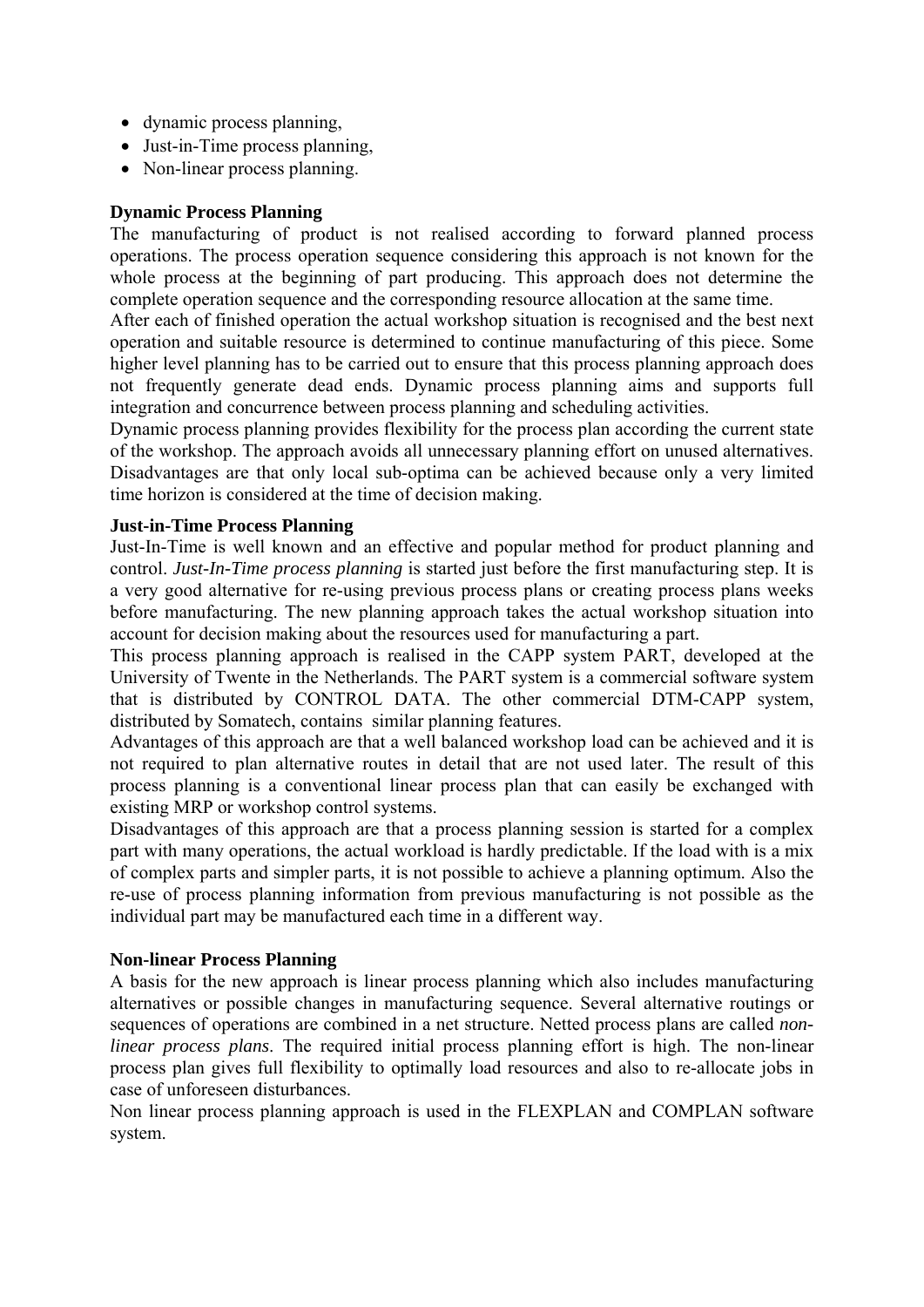- dynamic process planning,
- Just-in-Time process planning,
- Non-linear process planning.

**Dynamic Process Planning**

The manufacturing of product is not realised according to forward planned process operations. The process operation sequence considering this approach is not known for the whole process at the beginning of part producing. This approach does not determine the complete operation sequence and the corresponding resource allocation at the same time.

After each of finished operation the actual workshop situation is recognised and the best next operation and suitable resource is determined to continue manufacturing of this piece. Some higher level planning has to be carried out to ensure that this process planning approach does not frequently generate dead ends. Dynamic process planning aims and supports full integration and concurrence between process planning and scheduling activities.

Dynamic process planning provides flexibility for the process plan according the current state of the workshop. The approach avoids all unnecessary planning effort on unused alternatives. Disadvantages are that only local sub-optima can be achieved because only a very limited time horizon is considered at the time of decision making.

**Just-in-Time Process Planning**

Just-In-Time is well known and an effective and popular method for product planning and control. *Just-In-Time process planning* is started just before the first manufacturing step. It is a very good alternative for re-using previous process plans or creating process plans weeks before manufacturing. The new planning approach takes the actual workshop situation into account for decision making about the resources used for manufacturing a part.

This process planning approach is realised in the CAPP system PART, developed at the University of Twente in the Netherlands. The PART system is a commercial software system that is distributed by CONTROL DATA. The other commercial DTM-CAPP system, distributed by Somatech, contains similar planning features.

Advantages of this approach are that a well balanced workshop load can be achieved and it is not required to plan alternative routes in detail that are not used later. The result of this process planning is a conventional linear process plan that can easily be exchanged with existing MRP or workshop control systems.

Disadvantages of this approach are that a process planning session is started for a complex part with many operations, the actual workload is hardly predictable. If the load with is a mix of complex parts and simpler parts, it is not possible to achieve a planning optimum. Also the re-use of process planning information from previous manufacturing is not possible as the individual part may be manufactured each time in a different way.

**Non-linear Process Planning**

A basis for the new approach is linear process planning which also includes manufacturing alternatives or possible changes in manufacturing sequence. Several alternative routings or sequences of operations are combined in a net structure. Netted process plans are called *non-linear process plans*. The required initial process planning effort is high. The non-linear process plan gives full flexibility to optimally load resources and also to re-allocate jobs in case of unforeseen disturbances.

Non linear process planning approach is used in the FLEXPLAN and COMPLAN software system.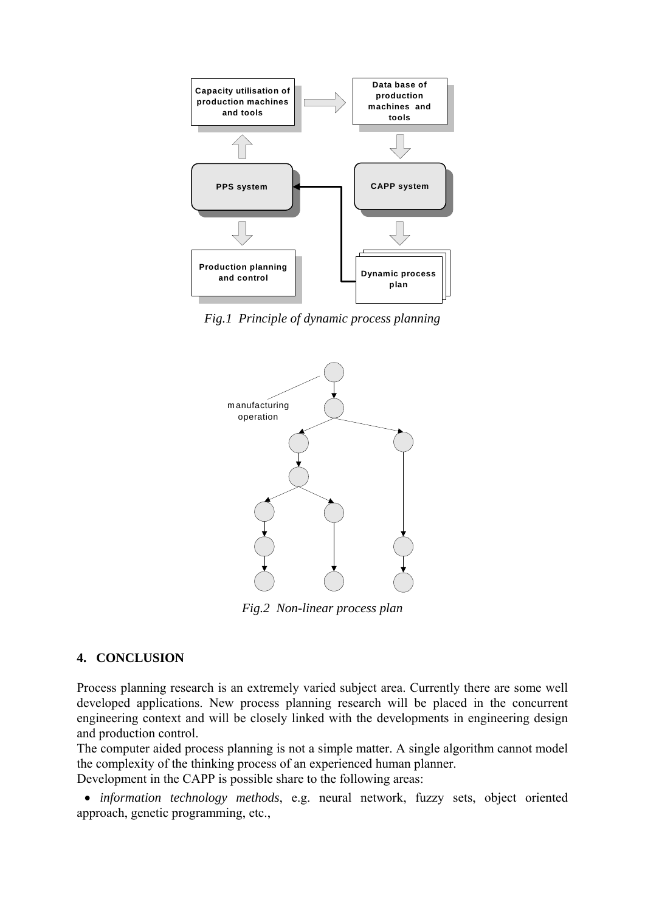*Fig.1 Principle of dynamic process planning*

*Fig.2 Non-linear process plan*

## 4. CONCLUSION

Process planning research is an extremely varied subject area. Currently there are some well developed applications. New process planning research will be placed in the concurrent engineering context and will be closely linked with the developments in engineering design and production control.

The computer aided process planning is not a simple matter. A single algorithm cannot model the complexity of the thinking process of an experienced human planner.

Development in the CAPP is possible share to the following areas:

- *information technology methods*, e.g. neural network, fuzzy sets, object oriented approach, genetic programming, etc.,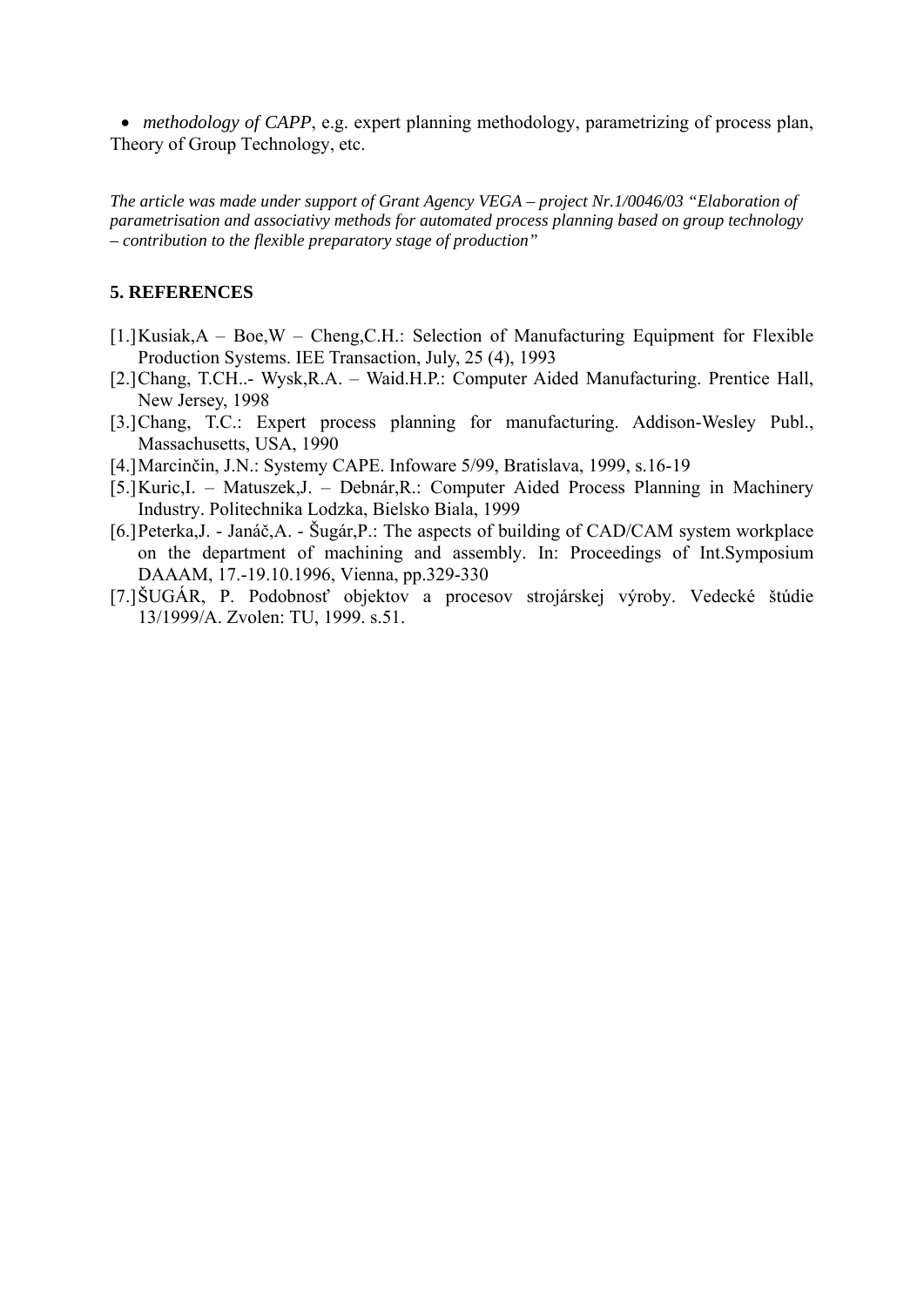- *methodology of CAPP*, e.g. expert planning methodology, parametrizing of process plan, Theory of Group Technology, etc.

*The article was made under support of Grant Agency VEGA – project Nr.1/0046/03 "Elaboration of parametrisation and associativy methods for automated process planning based on group technology – contribution to the flexible preparatory stage of production"*

## 5. REFERENCES

[1.] Kusiak,A – Boe,W – Cheng,C.H.: Selection of Manufacturing Equipment for Flexible Production Systems. IEE Transaction, July, 25 (4), 1993

[2.] Chang, T.CH..- Wysk,R.A. – Waid.H.P.: Computer Aided Manufacturing. Prentice Hall, New Jersey, 1998

[3.] Chang, T.C.: Expert process planning for manufacturing. Addison-Wesley Publ., Massachusetts, USA, 1990

[4.] Marcinčin, J.N.: Systemy CAPE. Infoware 5/99, Bratislava, 1999, s.16-19

[5.] Kuric,I. – Matuszek,J. – Debnár,R.: Computer Aided Process Planning in Machinery Industry. Politechnika Lodzka, Bielsko Biala, 1999

[6.] Peterka,J. - Janáč,A. - Šugár,P.: The aspects of building of CAD/CAM system workplace on the department of machining and assembly. In: Proceedings of Int.Symposium DAAAM, 17.-19.10.1996, Vienna, pp.329-330

[7.] ŠUGÁR, P. Podobnosť objektov a procesov strojárskej výroby. Vedecké štúdie 13/1999/A. Zvolen: TU, 1999. s.51.